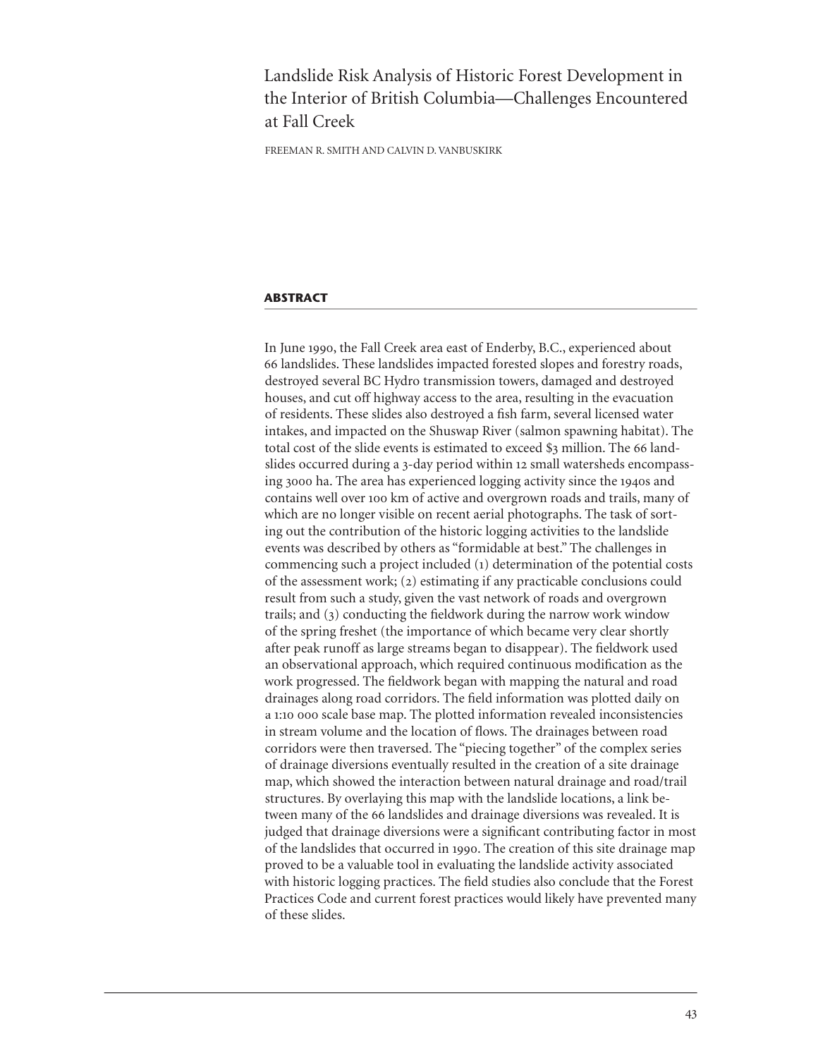# Landslide Risk Analysis of Historic Forest Development in the Interior of British Columbia—Challenges Encountered at Fall Creek

FREEMAN R. SMITH AND CALVIN D. VANBUSKIRK

## ABSTRACT

In June 1990, the Fall Creek area east of Enderby, B.C., experienced about 66 landslides. These landslides impacted forested slopes and forestry roads, destroyed several BC Hydro transmission towers, damaged and destroyed houses, and cut off highway access to the area, resulting in the evacuation of residents. These slides also destroyed a fish farm, several licensed water intakes, and impacted on the Shuswap River (salmon spawning habitat). The total cost of the slide events is estimated to exceed $3 million. The 66 landslides occurred during a 3-day period within 12 small watersheds encompassing 3000 ha. The area has experienced logging activity since the 1940s and contains well over 100 km of active and overgrown roads and trails, many of which are no longer visible on recent aerial photographs. The task of sorting out the contribution of the historic logging activities to the landslide events was described by others as "formidable at best." The challenges in commencing such a project included (1) determination of the potential costs of the assessment work; (2) estimating if any practicable conclusions could result from such a study, given the vast network of roads and overgrown trails; and (3) conducting the fieldwork during the narrow work window of the spring freshet (the importance of which became very clear shortly after peak runoff as large streams began to disappear). The fieldwork used an observational approach, which required continuous modification as the work progressed. The fieldwork began with mapping the natural and road drainages along road corridors. The field information was plotted daily on a 1:10 000 scale base map. The plotted information revealed inconsistencies in stream volume and the location of flows. The drainages between road corridors were then traversed. The "piecing together" of the complex series of drainage diversions eventually resulted in the creation of a site drainage map, which showed the interaction between natural drainage and road/trail structures. By overlaying this map with the landslide locations, a link between many of the 66 landslides and drainage diversions was revealed. It is judged that drainage diversions were a significant contributing factor in most of the landslides that occurred in 1990. The creation of this site drainage map proved to be a valuable tool in evaluating the landslide activity associated with historic logging practices. The field studies also conclude that the Forest Practices Code and current forest practices would likely have prevented many of these slides.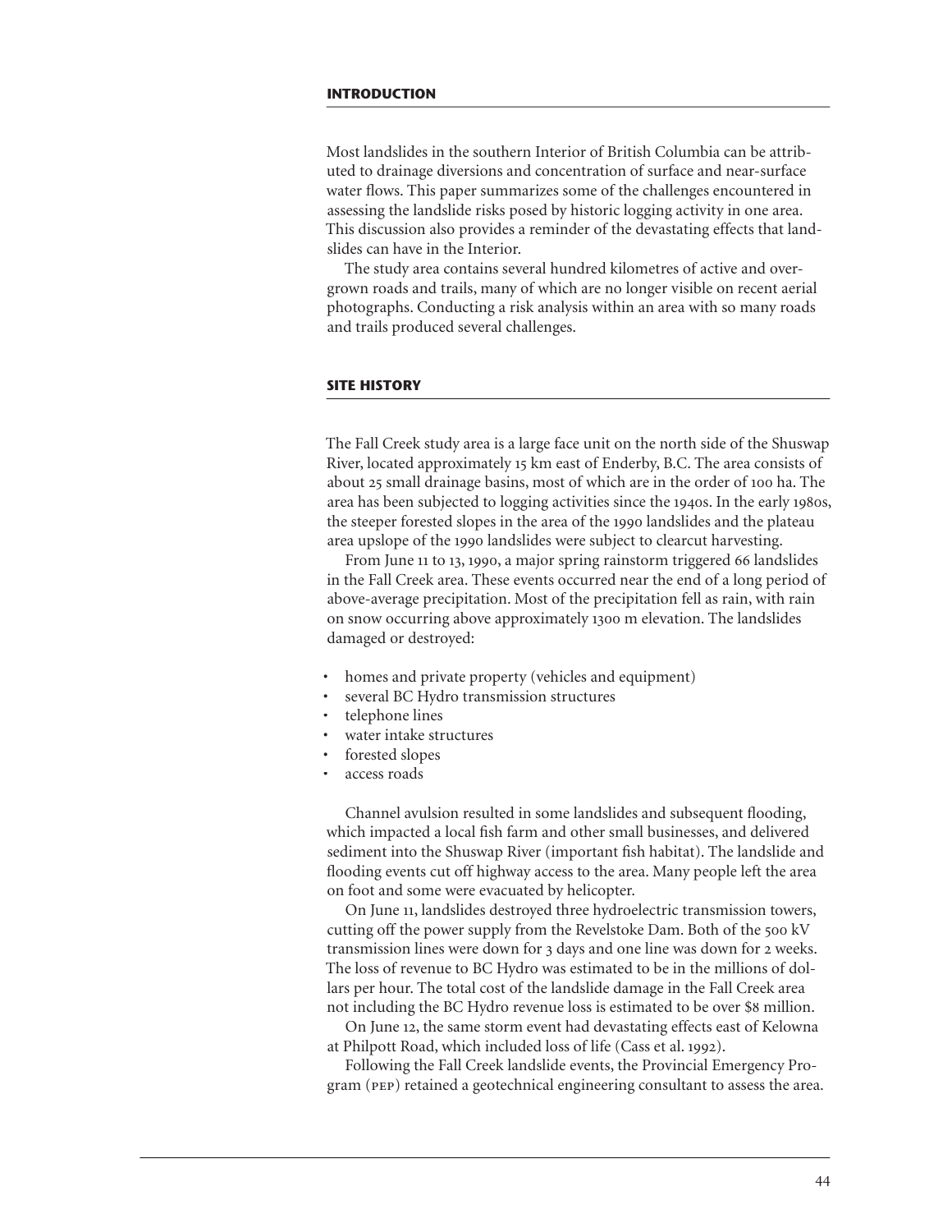## INTRODUCTION

Most landslides in the southern Interior of British Columbia can be attributed to drainage diversions and concentration of surface and near-surface water flows. This paper summarizes some of the challenges encountered in assessing the landslide risks posed by historic logging activity in one area. This discussion also provides a reminder of the devastating effects that landslides can have in the Interior.

The study area contains several hundred kilometres of active and overgrown roads and trails, many of which are no longer visible on recent aerial photographs. Conducting a risk analysis within an area with so many roads and trails produced several challenges.

## SITE HISTORY

The Fall Creek study area is a large face unit on the north side of the Shuswap River, located approximately 15 km east of Enderby, B.C. The area consists of about 25 small drainage basins, most of which are in the order of 100 ha. The area has been subjected to logging activities since the 1940s. In the early 1980s, the steeper forested slopes in the area of the 1990 landslides and the plateau area upslope of the 1990 landslides were subject to clearcut harvesting.

From June 11 to 13, 1990, a major spring rainstorm triggered 66 landslides in the Fall Creek area. These events occurred near the end of a long period of above-average precipitation. Most of the precipitation fell as rain, with rain on snow occurring above approximately 1300 m elevation. The landslides damaged or destroyed:

- homes and private property (vehicles and equipment)
- several BC Hydro transmission structures
- telephone lines
- water intake structures
- forested slopes
- access roads

Channel avulsion resulted in some landslides and subsequent flooding, which impacted a local fish farm and other small businesses, and delivered sediment into the Shuswap River (important fish habitat). The landslide and flooding events cut off highway access to the area. Many people left the area on foot and some were evacuated by helicopter.

On June 11, landslides destroyed three hydroelectric transmission towers, cutting off the power supply from the Revelstoke Dam. Both of the 500 kV transmission lines were down for 3 days and one line was down for 2 weeks. The loss of revenue to BC Hydro was estimated to be in the millions of dollars per hour. The total cost of the landslide damage in the Fall Creek area not including the BC Hydro revenue loss is estimated to be over $8 million.

On June 12, the same storm event had devastating effects east of Kelowna at Philpott Road, which included loss of life (Cass et al. 1992).

Following the Fall Creek landslide events, the Provincial Emergency Program (PEP) retained a geotechnical engineering consultant to assess the area.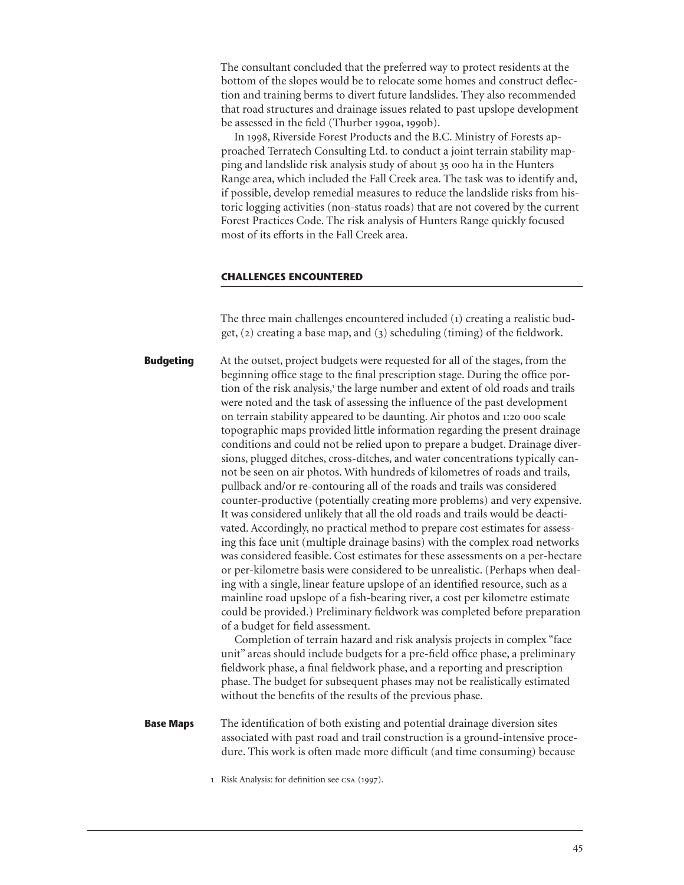The consultant concluded that the preferred way to protect residents at the bottom of the slopes would be to relocate some homes and construct deflection and training berms to divert future landslides. They also recommended that road structures and drainage issues related to past upslope development be assessed in the field (Thurber 1990a, 1990b).

In 1998, Riverside Forest Products and the B.C. Ministry of Forests approached Terratech Consulting Ltd. to conduct a joint terrain stability mapping and landslide risk analysis study of about 35 000 ha in the Hunters Range area, which included the Fall Creek area. The task was to identify and, if possible, develop remedial measures to reduce the landslide risks from historic logging activities (non-status roads) that are not covered by the current Forest Practices Code. The risk analysis of Hunters Range quickly focused most of its efforts in the Fall Creek area.

## CHALLENGES ENCOUNTERED

The three main challenges encountered included (1) creating a realistic budget, (2) creating a base map, and (3) scheduling (timing) of the fieldwork.

### Budgeting

At the outset, project budgets were requested for all of the stages, from the beginning office stage to the final prescription stage. During the office portion of the risk analysis,[1] the large number and extent of old roads and trails were noted and the task of assessing the influence of the past development on terrain stability appeared to be daunting. Air photos and 1:20 000 scale topographic maps provided little information regarding the present drainage conditions and could not be relied upon to prepare a budget. Drainage diversions, plugged ditches, cross-ditches, and water concentrations typically cannot be seen on air photos. With hundreds of kilometres of roads and trails, pullback and/or re-contouring all of the roads and trails was considered counter-productive (potentially creating more problems) and very expensive. It was considered unlikely that all the old roads and trails would be deactivated. Accordingly, no practical method to prepare cost estimates for assessing this face unit (multiple drainage basins) with the complex road networks was considered feasible. Cost estimates for these assessments on a per-hectare or per-kilometre basis were considered to be unrealistic. (Perhaps when dealing with a single, linear feature upslope of an identified resource, such as a mainline road upslope of a fish-bearing river, a cost per kilometre estimate could be provided.) Preliminary fieldwork was completed before preparation of a budget for field assessment.

Completion of terrain hazard and risk analysis projects in complex "face unit" areas should include budgets for a pre-field office phase, a preliminary fieldwork phase, a final fieldwork phase, and a reporting and prescription phase. The budget for subsequent phases may not be realistically estimated without the benefits of the results of the previous phase.

### Base Maps

The identification of both existing and potential drainage diversion sites associated with past road and trail construction is a ground-intensive procedure. This work is often made more difficult (and time consuming) because

[1] Risk Analysis: for definition see CSA (1997).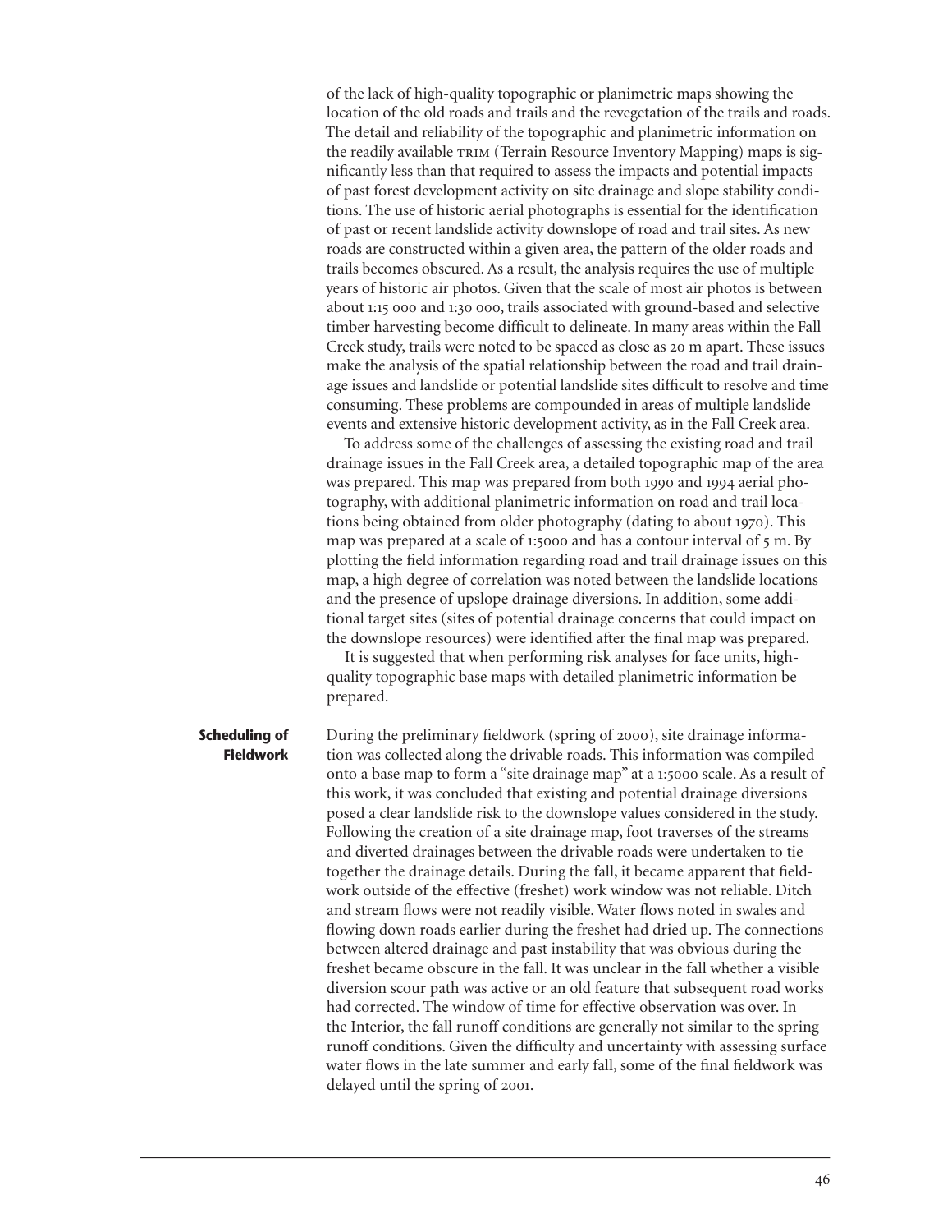of the lack of high-quality topographic or planimetric maps showing the location of the old roads and trails and the revegetation of the trails and roads. The detail and reliability of the topographic and planimetric information on the readily available TRIM (Terrain Resource Inventory Mapping) maps is significantly less than that required to assess the impacts and potential impacts of past forest development activity on site drainage and slope stability conditions. The use of historic aerial photographs is essential for the identification of past or recent landslide activity downslope of road and trail sites. As new roads are constructed within a given area, the pattern of the older roads and trails becomes obscured. As a result, the analysis requires the use of multiple years of historic air photos. Given that the scale of most air photos is between about 1:15 000 and 1:30 000, trails associated with ground-based and selective timber harvesting become difficult to delineate. In many areas within the Fall Creek study, trails were noted to be spaced as close as 20 m apart. These issues make the analysis of the spatial relationship between the road and trail drainage issues and landslide or potential landslide sites difficult to resolve and time consuming. These problems are compounded in areas of multiple landslide events and extensive historic development activity, as in the Fall Creek area.

To address some of the challenges of assessing the existing road and trail drainage issues in the Fall Creek area, a detailed topographic map of the area was prepared. This map was prepared from both 1990 and 1994 aerial photography, with additional planimetric information on road and trail locations being obtained from older photography (dating to about 1970). This map was prepared at a scale of 1:5000 and has a contour interval of 5 m. By plotting the field information regarding road and trail drainage issues on this map, a high degree of correlation was noted between the landslide locations and the presence of upslope drainage diversions. In addition, some additional target sites (sites of potential drainage concerns that could impact on the downslope resources) were identified after the final map was prepared.

It is suggested that when performing risk analyses for face units, high-quality topographic base maps with detailed planimetric information be prepared.

**Scheduling of Fieldwork**

During the preliminary fieldwork (spring of 2000), site drainage information was collected along the drivable roads. This information was compiled onto a base map to form a "site drainage map" at a 1:5000 scale. As a result of this work, it was concluded that existing and potential drainage diversions posed a clear landslide risk to the downslope values considered in the study. Following the creation of a site drainage map, foot traverses of the streams and diverted drainages between the drivable roads were undertaken to tie together the drainage details. During the fall, it became apparent that fieldwork outside of the effective (freshet) work window was not reliable. Ditch and stream flows were not readily visible. Water flows noted in swales and flowing down roads earlier during the freshet had dried up. The connections between altered drainage and past instability that was obvious during the freshet became obscure in the fall. It was unclear in the fall whether a visible diversion scour path was active or an old feature that subsequent road works had corrected. The window of time for effective observation was over. In the Interior, the fall runoff conditions are generally not similar to the spring runoff conditions. Given the difficulty and uncertainty with assessing surface water flows in the late summer and early fall, some of the final fieldwork was delayed until the spring of 2001.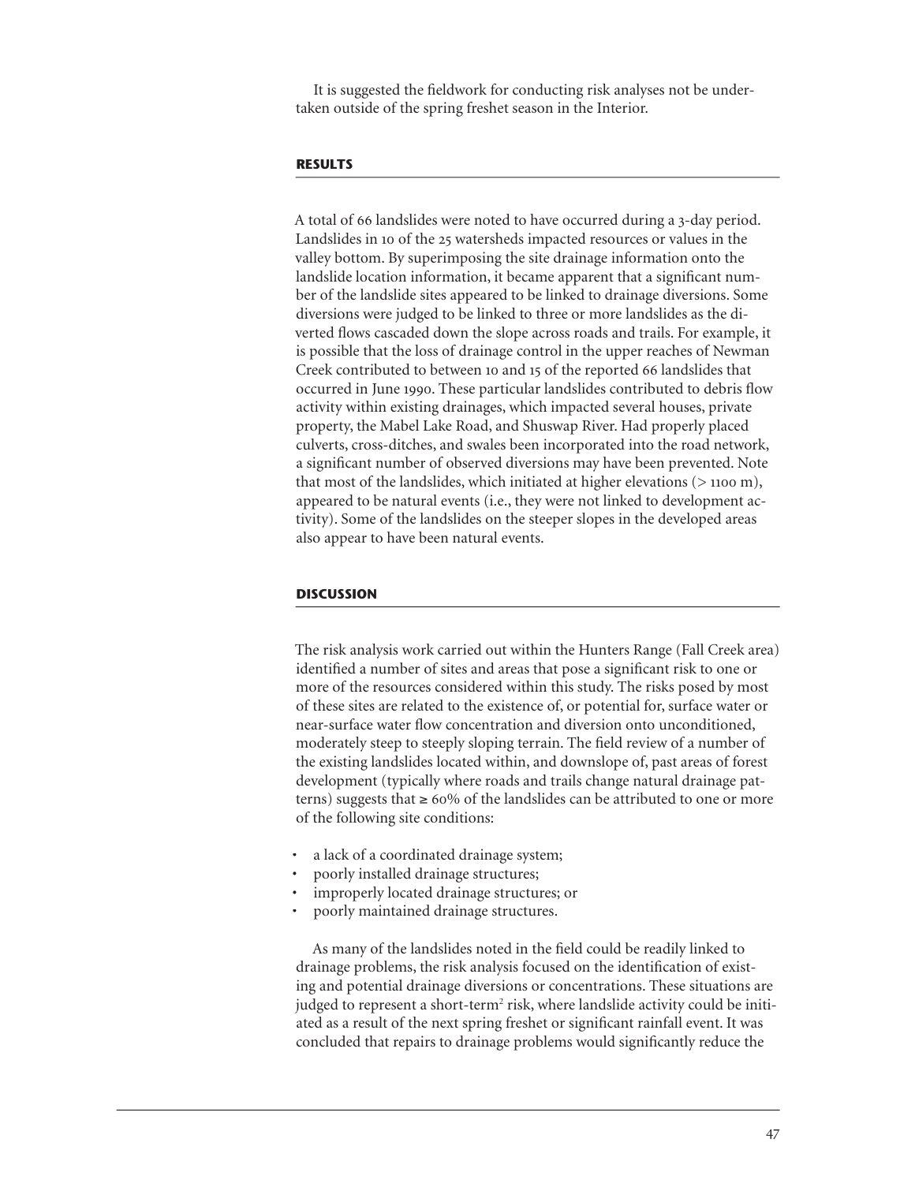It is suggested the fieldwork for conducting risk analyses not be undertaken outside of the spring freshet season in the Interior.

## RESULTS

A total of 66 landslides were noted to have occurred during a 3-day period. Landslides in 10 of the 25 watersheds impacted resources or values in the valley bottom. By superimposing the site drainage information onto the landslide location information, it became apparent that a significant number of the landslide sites appeared to be linked to drainage diversions. Some diversions were judged to be linked to three or more landslides as the diverted flows cascaded down the slope across roads and trails. For example, it is possible that the loss of drainage control in the upper reaches of Newman Creek contributed to between 10 and 15 of the reported 66 landslides that occurred in June 1990. These particular landslides contributed to debris flow activity within existing drainages, which impacted several houses, private property, the Mabel Lake Road, and Shuswap River. Had properly placed culverts, cross-ditches, and swales been incorporated into the road network, a significant number of observed diversions may have been prevented. Note that most of the landslides, which initiated at higher elevations (> 1100 m), appeared to be natural events (i.e., they were not linked to development activity). Some of the landslides on the steeper slopes in the developed areas also appear to have been natural events.

## DISCUSSION

The risk analysis work carried out within the Hunters Range (Fall Creek area) identified a number of sites and areas that pose a significant risk to one or more of the resources considered within this study. The risks posed by most of these sites are related to the existence of, or potential for, surface water or near-surface water flow concentration and diversion onto unconditioned, moderately steep to steeply sloping terrain. The field review of a number of the existing landslides located within, and downslope of, past areas of forest development (typically where roads and trails change natural drainage patterns) suggests that ≥ 60% of the landslides can be attributed to one or more of the following site conditions:

- a lack of a coordinated drainage system;
- poorly installed drainage structures;
- improperly located drainage structures; or
- poorly maintained drainage structures.

As many of the landslides noted in the field could be readily linked to drainage problems, the risk analysis focused on the identification of existing and potential drainage diversions or concentrations. These situations are judged to represent a short-term[2] risk, where landslide activity could be initiated as a result of the next spring freshet or significant rainfall event. It was concluded that repairs to drainage problems would significantly reduce the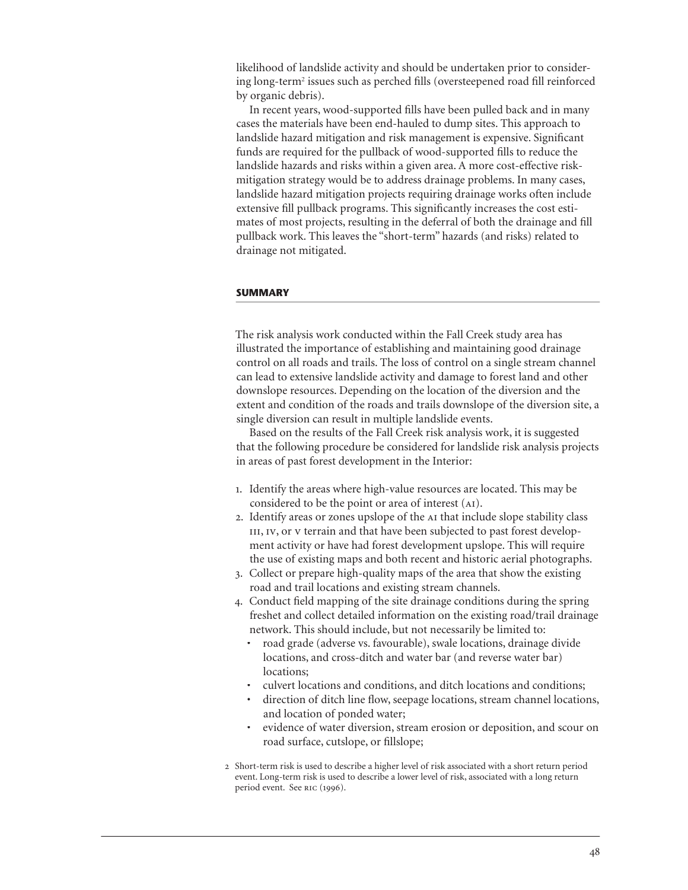likelihood of landslide activity and should be undertaken prior to considering long-term[2] issues such as perched fills (oversteepened road fill reinforced by organic debris).

In recent years, wood-supported fills have been pulled back and in many cases the materials have been end-hauled to dump sites. This approach to landslide hazard mitigation and risk management is expensive. Significant funds are required for the pullback of wood-supported fills to reduce the landslide hazards and risks within a given area. A more cost-effective risk-mitigation strategy would be to address drainage problems. In many cases, landslide hazard mitigation projects requiring drainage works often include extensive fill pullback programs. This significantly increases the cost estimates of most projects, resulting in the deferral of both the drainage and fill pullback work. This leaves the "short-term" hazards (and risks) related to drainage not mitigated.

## SUMMARY

The risk analysis work conducted within the Fall Creek study area has illustrated the importance of establishing and maintaining good drainage control on all roads and trails. The loss of control on a single stream channel can lead to extensive landslide activity and damage to forest land and other downslope resources. Depending on the location of the diversion and the extent and condition of the roads and trails downslope of the diversion site, a single diversion can result in multiple landslide events.

Based on the results of the Fall Creek risk analysis work, it is suggested that the following procedure be considered for landslide risk analysis projects in areas of past forest development in the Interior:

1. Identify the areas where high-value resources are located. This may be considered to be the point or area of interest (AI).
2. Identify areas or zones upslope of the AI that include slope stability class III, IV, or V terrain and that have been subjected to past forest development activity or have had forest development upslope. This will require the use of existing maps and both recent and historic aerial photographs.
3. Collect or prepare high-quality maps of the area that show the existing road and trail locations and existing stream channels.
4. Conduct field mapping of the site drainage conditions during the spring freshet and collect detailed information on the existing road/trail drainage network. This should include, but not necessarily be limited to:
   - road grade (adverse vs. favourable), swale locations, drainage divide locations, and cross-ditch and water bar (and reverse water bar) locations;
   - culvert locations and conditions, and ditch locations and conditions;
   - direction of ditch line flow, seepage locations, stream channel locations, and location of ponded water;
   - evidence of water diversion, stream erosion or deposition, and scour on road surface, cutslope, or fillslope;

2 Short-term risk is used to describe a higher level of risk associated with a short return period event. Long-term risk is used to describe a lower level of risk, associated with a long return period event. See RIC (1996).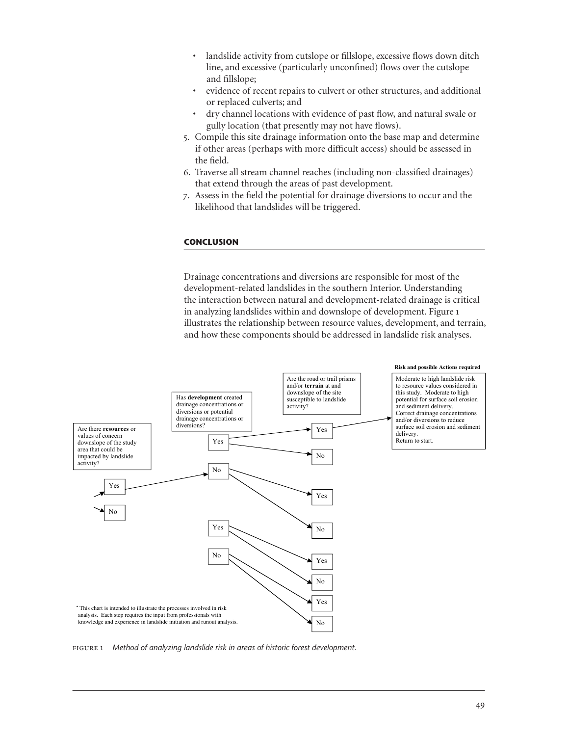- landslide activity from cutslope or fillslope, excessive flows down ditch line, and excessive (particularly unconfined) flows over the cutslope and fillslope;
- evidence of recent repairs to culvert or other structures, and additional or replaced culverts; and
- dry channel locations with evidence of past flow, and natural swale or gully location (that presently may not have flows).

5. Compile this site drainage information onto the base map and determine if other areas (perhaps with more difficult access) should be assessed in the field.
6. Traverse all stream channel reaches (including non-classified drainages) that extend through the areas of past development.
7. Assess in the field the potential for drainage diversions to occur and the likelihood that landslides will be triggered.

## CONCLUSION

Drainage concentrations and diversions are responsible for most of the development-related landslides in the southern Interior. Understanding the interaction between natural and development-related drainage is critical in analyzing landslides within and downslope of development. Figure 1 illustrates the relationship between resource values, development, and terrain, and how these components should be addressed in landslide risk analyses.

Are there **resources** or values of concern downslope of the study area that could be impacted by landslide activity?

Has **development** created drainage concentrations or diversions or potential drainage concentrations or diversions?

Are the road or trail prisms and/or **terrain** at and downslope of the site susceptible to landslide activity?

**Risk and possible Actions required**

Moderate to high landslide risk to resource values considered in this study. Moderate to high potential for surface soil erosion and sediment delivery. Correct drainage concentrations and/or diversions to reduce surface soil erosion and sediment delivery. Return to start.

Yes / No

* This chart is intended to illustrate the processes involved in risk analysis. Each step requires the input from professionals with knowledge and experience in landslide initiation and runout analysis.

FIGURE 1 *Method of analyzing landslide risk in areas of historic forest development.*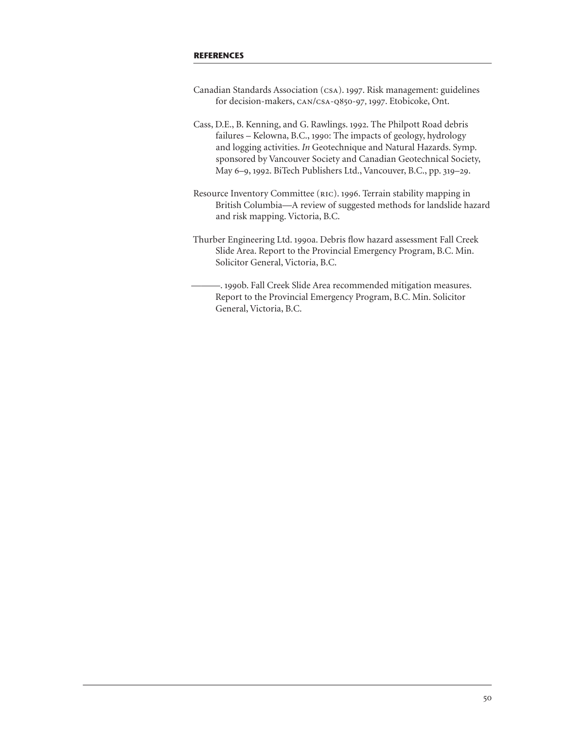## REFERENCES

Canadian Standards Association (CSA). 1997. Risk management: guidelines for decision-makers, CAN/CSA-Q850-97, 1997. Etobicoke, Ont.

Cass, D.E., B. Kenning, and G. Rawlings. 1992. The Philpott Road debris failures – Kelowna, B.C., 1990: The impacts of geology, hydrology and logging activities. *In* Geotechnique and Natural Hazards. Symp. sponsored by Vancouver Society and Canadian Geotechnical Society, May 6–9, 1992. BiTech Publishers Ltd., Vancouver, B.C., pp. 319–29.

Resource Inventory Committee (RIC). 1996. Terrain stability mapping in British Columbia—A review of suggested methods for landslide hazard and risk mapping. Victoria, B.C.

Thurber Engineering Ltd. 1990a. Debris flow hazard assessment Fall Creek Slide Area. Report to the Provincial Emergency Program, B.C. Min. Solicitor General, Victoria, B.C.

———. 1990b. Fall Creek Slide Area recommended mitigation measures. Report to the Provincial Emergency Program, B.C. Min. Solicitor General, Victoria, B.C.